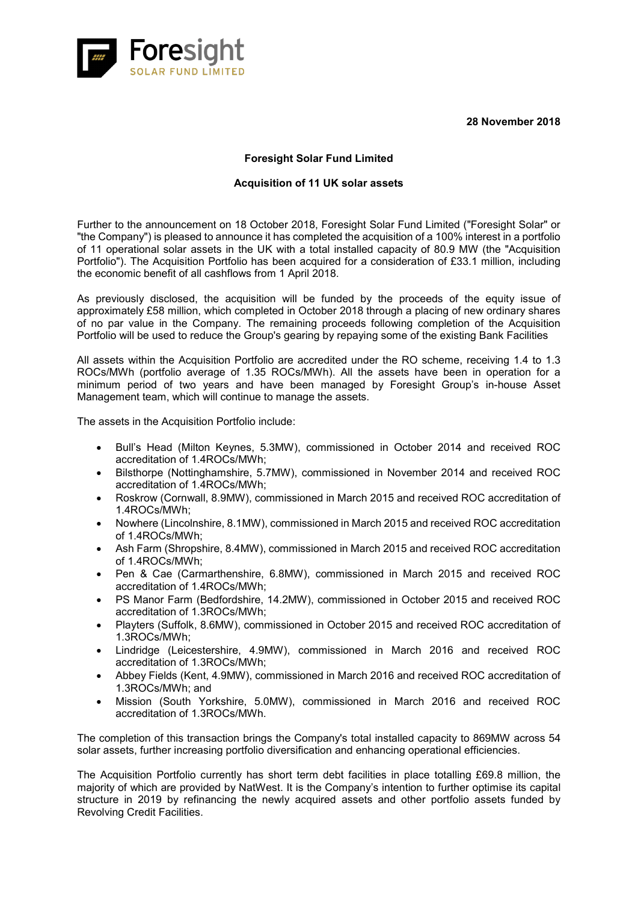Foresight
SOLAR FUND LIMITED

**28 November 2018**

**Foresight Solar Fund Limited**

**Acquisition of 11 UK solar assets**

Further to the announcement on 18 October 2018, Foresight Solar Fund Limited ("Foresight Solar" or "the Company") is pleased to announce it has completed the acquisition of a 100% interest in a portfolio of 11 operational solar assets in the UK with a total installed capacity of 80.9 MW (the "Acquisition Portfolio"). The Acquisition Portfolio has been acquired for a consideration of £33.1 million, including the economic benefit of all cashflows from 1 April 2018.

As previously disclosed, the acquisition will be funded by the proceeds of the equity issue of approximately £58 million, which completed in October 2018 through a placing of new ordinary shares of no par value in the Company. The remaining proceeds following completion of the Acquisition Portfolio will be used to reduce the Group's gearing by repaying some of the existing Bank Facilities

All assets within the Acquisition Portfolio are accredited under the RO scheme, receiving 1.4 to 1.3 ROCs/MWh (portfolio average of 1.35 ROCs/MWh). All the assets have been in operation for a minimum period of two years and have been managed by Foresight Group's in-house Asset Management team, which will continue to manage the assets.

The assets in the Acquisition Portfolio include:

- Bull's Head (Milton Keynes, 5.3MW), commissioned in October 2014 and received ROC accreditation of 1.4ROCs/MWh;
- Bilsthorpe (Nottinghamshire, 5.7MW), commissioned in November 2014 and received ROC accreditation of 1.4ROCs/MWh;
- Roskrow (Cornwall, 8.9MW), commissioned in March 2015 and received ROC accreditation of 1.4ROCs/MWh;
- Nowhere (Lincolnshire, 8.1MW), commissioned in March 2015 and received ROC accreditation of 1.4ROCs/MWh;
- Ash Farm (Shropshire, 8.4MW), commissioned in March 2015 and received ROC accreditation of 1.4ROCs/MWh;
- Pen & Cae (Carmarthenshire, 6.8MW), commissioned in March 2015 and received ROC accreditation of 1.4ROCs/MWh;
- PS Manor Farm (Bedfordshire, 14.2MW), commissioned in October 2015 and received ROC accreditation of 1.3ROCs/MWh;
- Playters (Suffolk, 8.6MW), commissioned in October 2015 and received ROC accreditation of 1.3ROCs/MWh;
- Lindridge (Leicestershire, 4.9MW), commissioned in March 2016 and received ROC accreditation of 1.3ROCs/MWh;
- Abbey Fields (Kent, 4.9MW), commissioned in March 2016 and received ROC accreditation of 1.3ROCs/MWh; and
- Mission (South Yorkshire, 5.0MW), commissioned in March 2016 and received ROC accreditation of 1.3ROCs/MWh.

The completion of this transaction brings the Company's total installed capacity to 869MW across 54 solar assets, further increasing portfolio diversification and enhancing operational efficiencies.

The Acquisition Portfolio currently has short term debt facilities in place totalling £69.8 million, the majority of which are provided by NatWest. It is the Company's intention to further optimise its capital structure in 2019 by refinancing the newly acquired assets and other portfolio assets funded by Revolving Credit Facilities.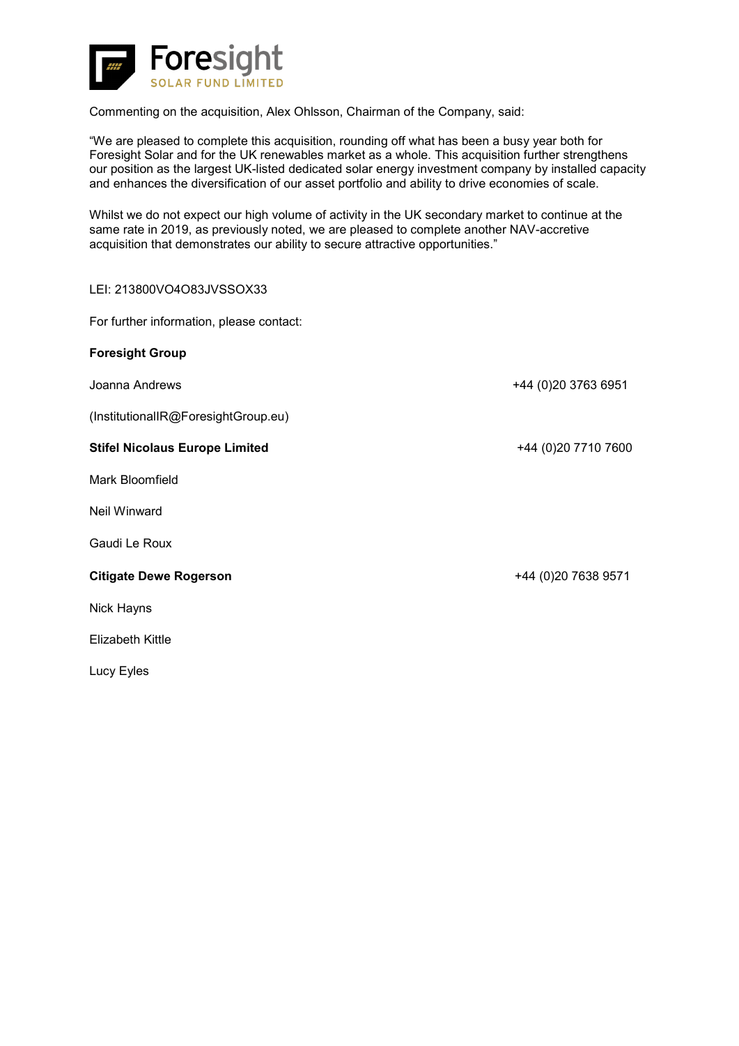Commenting on the acquisition, Alex Ohlsson, Chairman of the Company, said:

"We are pleased to complete this acquisition, rounding off what has been a busy year both for Foresight Solar and for the UK renewables market as a whole. This acquisition further strengthens our position as the largest UK-listed dedicated solar energy investment company by installed capacity and enhances the diversification of our asset portfolio and ability to drive economies of scale.

Whilst we do not expect our high volume of activity in the UK secondary market to continue at the same rate in 2019, as previously noted, we are pleased to complete another NAV-accretive acquisition that demonstrates our ability to secure attractive opportunities."

LEI: 213800VO4O83JVSSOX33

For further information, please contact:

**Foresight Group**

Joanna Andrews +44 (0)20 3763 6951

(InstitutionalIR@ForesightGroup.eu)

**Stifel Nicolaus Europe Limited** +44 (0)20 7710 7600

Mark Bloomfield

Neil Winward

Gaudi Le Roux

**Citigate Dewe Rogerson** +44 (0)20 7638 9571

Nick Hayns

Elizabeth Kittle

Lucy Eyles